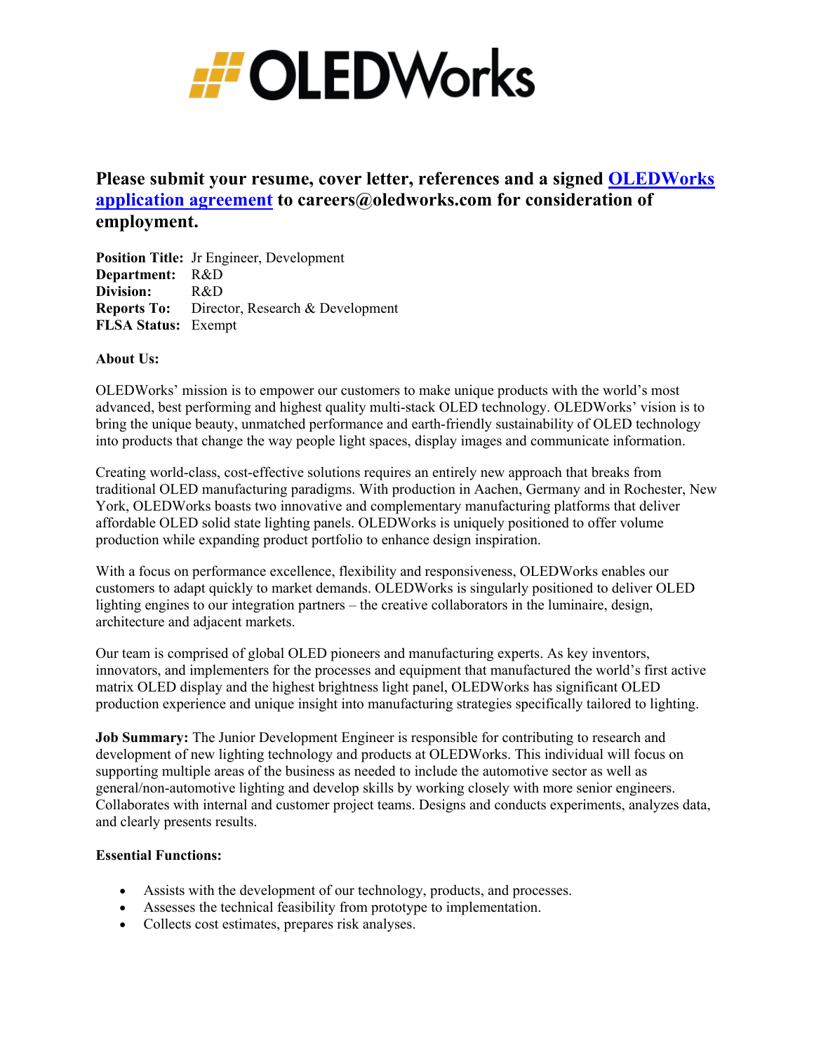**Please submit your resume, cover letter, references and a signed OLEDWorks application agreement to careers@oledworks.com for consideration of employment.**

**Position Title:** Jr Engineer, Development
**Department:** R&D
**Division:** R&D
**Reports To:** Director, Research & Development
**FLSA Status:** Exempt

**About Us:**

OLEDWorks' mission is to empower our customers to make unique products with the world's most advanced, best performing and highest quality multi-stack OLED technology. OLEDWorks' vision is to bring the unique beauty, unmatched performance and earth-friendly sustainability of OLED technology into products that change the way people light spaces, display images and communicate information.

Creating world-class, cost-effective solutions requires an entirely new approach that breaks from traditional OLED manufacturing paradigms. With production in Aachen, Germany and in Rochester, New York, OLEDWorks boasts two innovative and complementary manufacturing platforms that deliver affordable OLED solid state lighting panels. OLEDWorks is uniquely positioned to offer volume production while expanding product portfolio to enhance design inspiration.

With a focus on performance excellence, flexibility and responsiveness, OLEDWorks enables our customers to adapt quickly to market demands. OLEDWorks is singularly positioned to deliver OLED lighting engines to our integration partners – the creative collaborators in the luminaire, design, architecture and adjacent markets.

Our team is comprised of global OLED pioneers and manufacturing experts. As key inventors, innovators, and implementers for the processes and equipment that manufactured the world's first active matrix OLED display and the highest brightness light panel, OLEDWorks has significant OLED production experience and unique insight into manufacturing strategies specifically tailored to lighting.

**Job Summary:** The Junior Development Engineer is responsible for contributing to research and development of new lighting technology and products at OLEDWorks. This individual will focus on supporting multiple areas of the business as needed to include the automotive sector as well as general/non-automotive lighting and develop skills by working closely with more senior engineers. Collaborates with internal and customer project teams. Designs and conducts experiments, analyzes data, and clearly presents results.

**Essential Functions:**

- Assists with the development of our technology, products, and processes.
- Assesses the technical feasibility from prototype to implementation.
- Collects cost estimates, prepares risk analyses.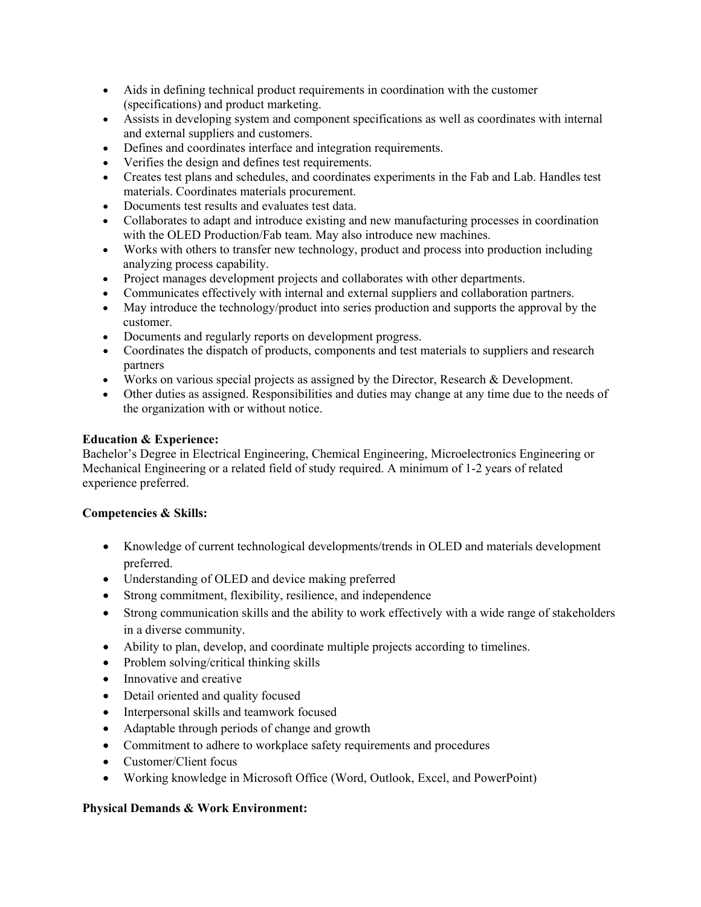- Aids in defining technical product requirements in coordination with the customer (specifications) and product marketing.
- Assists in developing system and component specifications as well as coordinates with internal and external suppliers and customers.
- Defines and coordinates interface and integration requirements.
- Verifies the design and defines test requirements.
- Creates test plans and schedules, and coordinates experiments in the Fab and Lab. Handles test materials. Coordinates materials procurement.
- Documents test results and evaluates test data.
- Collaborates to adapt and introduce existing and new manufacturing processes in coordination with the OLED Production/Fab team. May also introduce new machines.
- Works with others to transfer new technology, product and process into production including analyzing process capability.
- Project manages development projects and collaborates with other departments.
- Communicates effectively with internal and external suppliers and collaboration partners.
- May introduce the technology/product into series production and supports the approval by the customer.
- Documents and regularly reports on development progress.
- Coordinates the dispatch of products, components and test materials to suppliers and research partners
- Works on various special projects as assigned by the Director, Research & Development.
- Other duties as assigned. Responsibilities and duties may change at any time due to the needs of the organization with or without notice.

**Education & Experience:**
Bachelor's Degree in Electrical Engineering, Chemical Engineering, Microelectronics Engineering or Mechanical Engineering or a related field of study required. A minimum of 1-2 years of related experience preferred.

**Competencies & Skills:**

- Knowledge of current technological developments/trends in OLED and materials development preferred.
- Understanding of OLED and device making preferred
- Strong commitment, flexibility, resilience, and independence
- Strong communication skills and the ability to work effectively with a wide range of stakeholders in a diverse community.
- Ability to plan, develop, and coordinate multiple projects according to timelines.
- Problem solving/critical thinking skills
- Innovative and creative
- Detail oriented and quality focused
- Interpersonal skills and teamwork focused
- Adaptable through periods of change and growth
- Commitment to adhere to workplace safety requirements and procedures
- Customer/Client focus
- Working knowledge in Microsoft Office (Word, Outlook, Excel, and PowerPoint)

**Physical Demands & Work Environment:**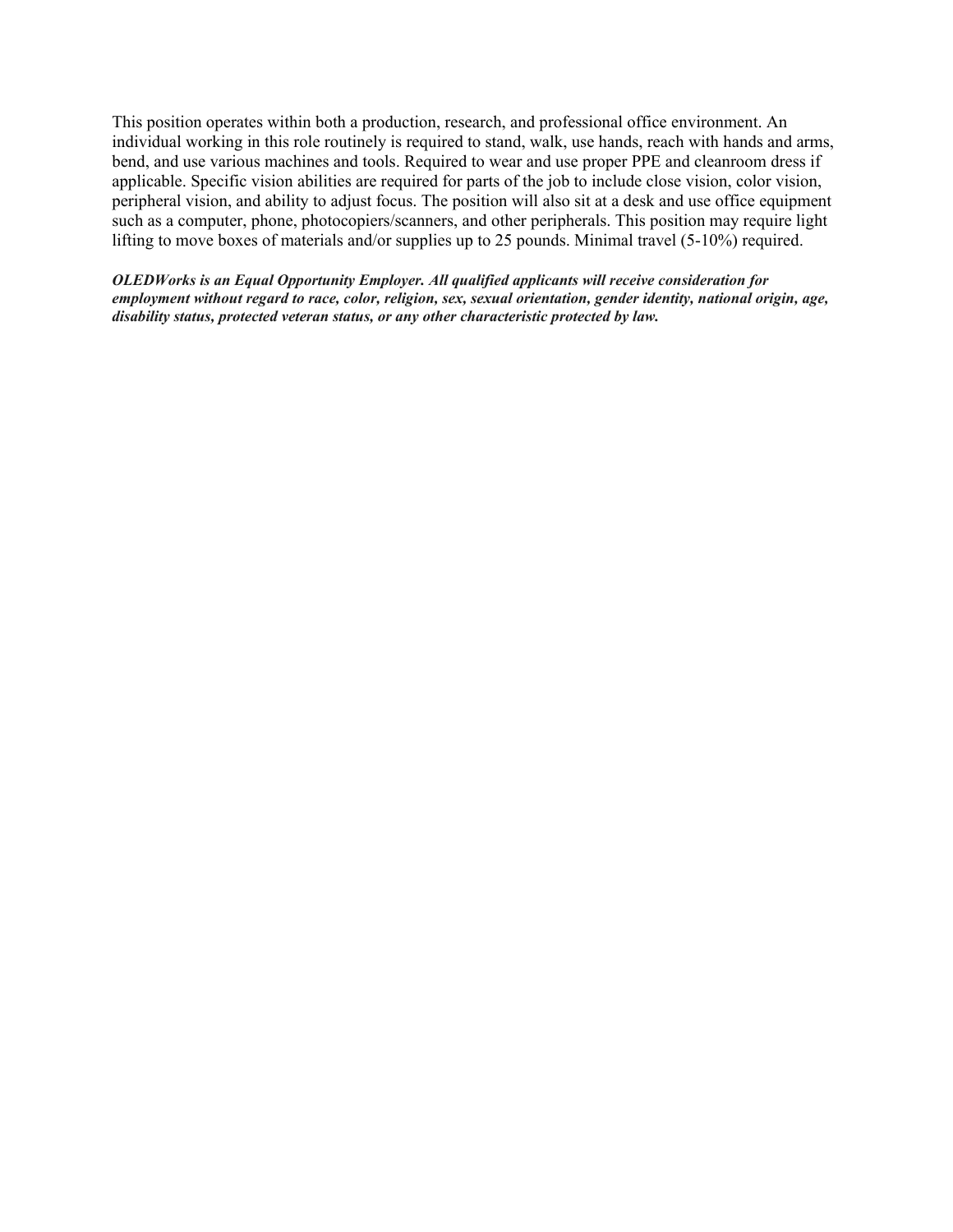This position operates within both a production, research, and professional office environment. An individual working in this role routinely is required to stand, walk, use hands, reach with hands and arms, bend, and use various machines and tools. Required to wear and use proper PPE and cleanroom dress if applicable. Specific vision abilities are required for parts of the job to include close vision, color vision, peripheral vision, and ability to adjust focus. The position will also sit at a desk and use office equipment such as a computer, phone, photocopiers/scanners, and other peripherals. This position may require light lifting to move boxes of materials and/or supplies up to 25 pounds. Minimal travel (5-10%) required.

***OLEDWorks is an Equal Opportunity Employer. All qualified applicants will receive consideration for employment without regard to race, color, religion, sex, sexual orientation, gender identity, national origin, age, disability status, protected veteran status, or any other characteristic protected by law.***